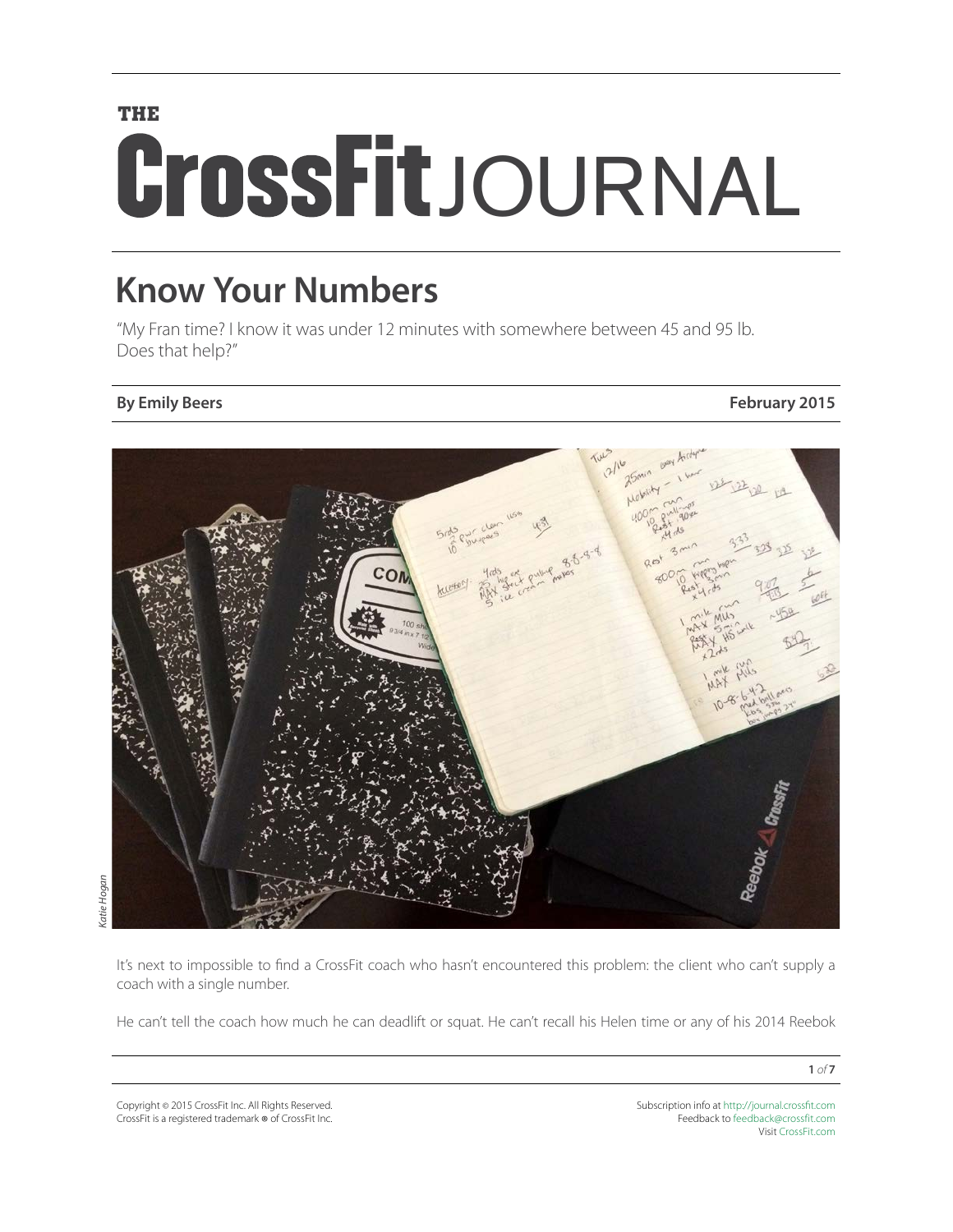# THE CrossFit JOURNAL

## Know Your Numbers

"My Fran time? I know it was under 12 minutes with somewhere between 45 and 95 lb. Does that help?"

**By Emily Beers** **February 2015**

*Katie Hogan*

It's next to impossible to find a CrossFit coach who hasn't encountered this problem: the client who can't supply a coach with a single number.

He can't tell the coach how much he can deadlift or squat. He can't recall his Helen time or any of his 2014 Reebok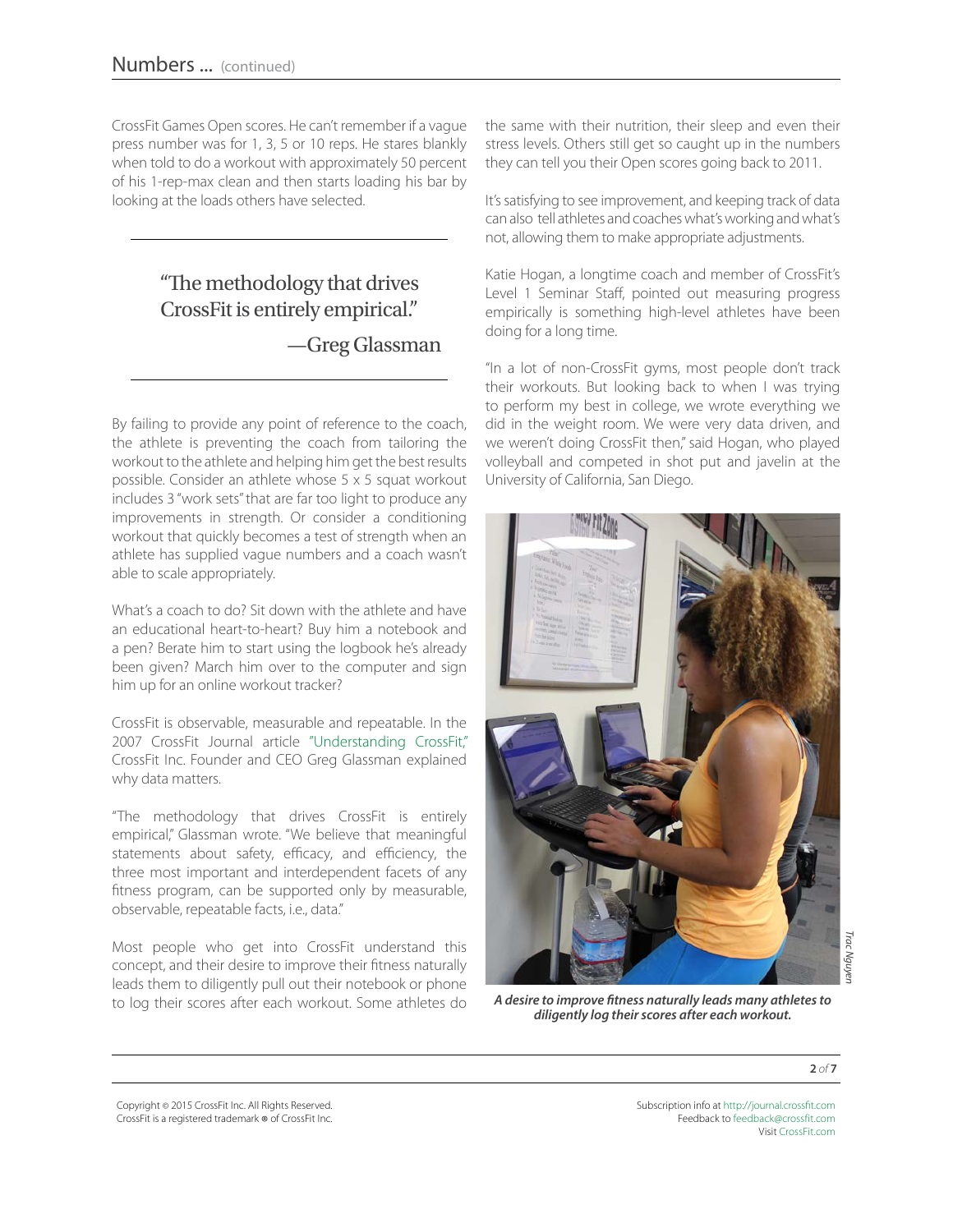CrossFit Games Open scores. He can't remember if a vague press number was for 1, 3, 5 or 10 reps. He stares blankly when told to do a workout with approximately 50 percent of his 1-rep-max clean and then starts loading his bar by looking at the loads others have selected.

> "The methodology that drives CrossFit is entirely empirical."
>
> —Greg Glassman

By failing to provide any point of reference to the coach, the athlete is preventing the coach from tailoring the workout to the athlete and helping him get the best results possible. Consider an athlete whose 5 x 5 squat workout includes 3 "work sets" that are far too light to produce any improvements in strength. Or consider a conditioning workout that quickly becomes a test of strength when an athlete has supplied vague numbers and a coach wasn't able to scale appropriately.

What's a coach to do? Sit down with the athlete and have an educational heart-to-heart? Buy him a notebook and a pen? Berate him to start using the logbook he's already been given? March him over to the computer and sign him up for an online workout tracker?

CrossFit is observable, measurable and repeatable. In the 2007 CrossFit Journal article "Understanding CrossFit," CrossFit Inc. Founder and CEO Greg Glassman explained why data matters.

"The methodology that drives CrossFit is entirely empirical," Glassman wrote. "We believe that meaningful statements about safety, efficacy, and efficiency, the three most important and interdependent facets of any fitness program, can be supported only by measurable, observable, repeatable facts, i.e., data."

Most people who get into CrossFit understand this concept, and their desire to improve their fitness naturally leads them to diligently pull out their notebook or phone to log their scores after each workout. Some athletes do the same with their nutrition, their sleep and even their stress levels. Others still get so caught up in the numbers they can tell you their Open scores going back to 2011.

It's satisfying to see improvement, and keeping track of data can also tell athletes and coaches what's working and what's not, allowing them to make appropriate adjustments.

Katie Hogan, a longtime coach and member of CrossFit's Level 1 Seminar Staff, pointed out measuring progress empirically is something high-level athletes have been doing for a long time.

"In a lot of non-CrossFit gyms, most people don't track their workouts. But looking back to when I was trying to perform my best in college, we wrote everything we did in the weight room. We were very data driven, and we weren't doing CrossFit then," said Hogan, who played volleyball and competed in shot put and javelin at the University of California, San Diego.

Trac Nguyen

***A desire to improve fitness naturally leads many athletes to diligently log their scores after each workout.***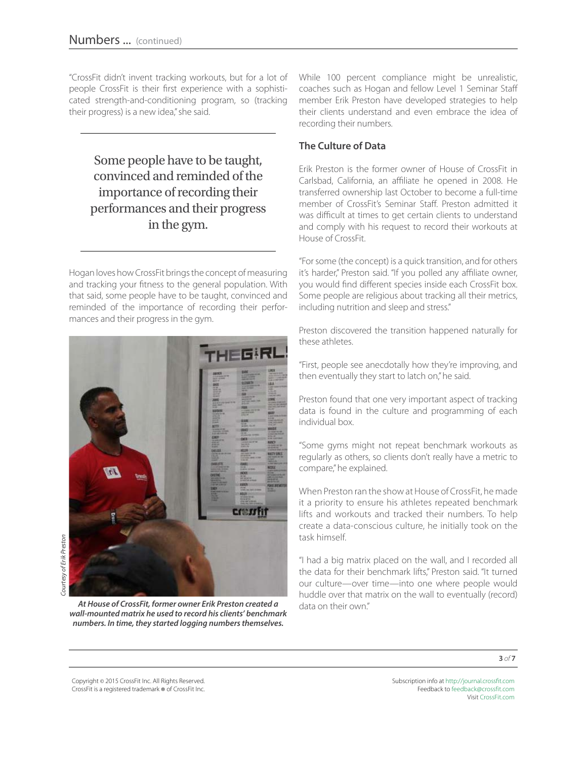"CrossFit didn't invent tracking workouts, but for a lot of people CrossFit is their first experience with a sophisticated strength-and-conditioning program, so (tracking their progress) is a new idea," she said.

> Some people have to be taught, convinced and reminded of the importance of recording their performances and their progress in the gym.

Hogan loves how CrossFit brings the concept of measuring and tracking your fitness to the general population. With that said, some people have to be taught, convinced and reminded of the importance of recording their performances and their progress in the gym.

*Courtesy of Erik Preston*

***At House of CrossFit, former owner Erik Preston created a wall-mounted matrix he used to record his clients' benchmark numbers. In time, they started logging numbers themselves.***

While 100 percent compliance might be unrealistic, coaches such as Hogan and fellow Level 1 Seminar Staff member Erik Preston have developed strategies to help their clients understand and even embrace the idea of recording their numbers.

## The Culture of Data

Erik Preston is the former owner of House of CrossFit in Carlsbad, California, an affiliate he opened in 2008. He transferred ownership last October to become a full-time member of CrossFit's Seminar Staff. Preston admitted it was difficult at times to get certain clients to understand and comply with his request to record their workouts at House of CrossFit.

"For some (the concept) is a quick transition, and for others it's harder," Preston said. "If you polled any affiliate owner, you would find different species inside each CrossFit box. Some people are religious about tracking all their metrics, including nutrition and sleep and stress."

Preston discovered the transition happened naturally for these athletes.

"First, people see anecdotally how they're improving, and then eventually they start to latch on," he said.

Preston found that one very important aspect of tracking data is found in the culture and programming of each individual box.

"Some gyms might not repeat benchmark workouts as regularly as others, so clients don't really have a metric to compare," he explained.

When Preston ran the show at House of CrossFit, he made it a priority to ensure his athletes repeated benchmark lifts and workouts and tracked their numbers. To help create a data-conscious culture, he initially took on the task himself.

"I had a big matrix placed on the wall, and I recorded all the data for their benchmark lifts," Preston said. "It turned our culture—over time—into one where people would huddle over that matrix on the wall to eventually (record) data on their own."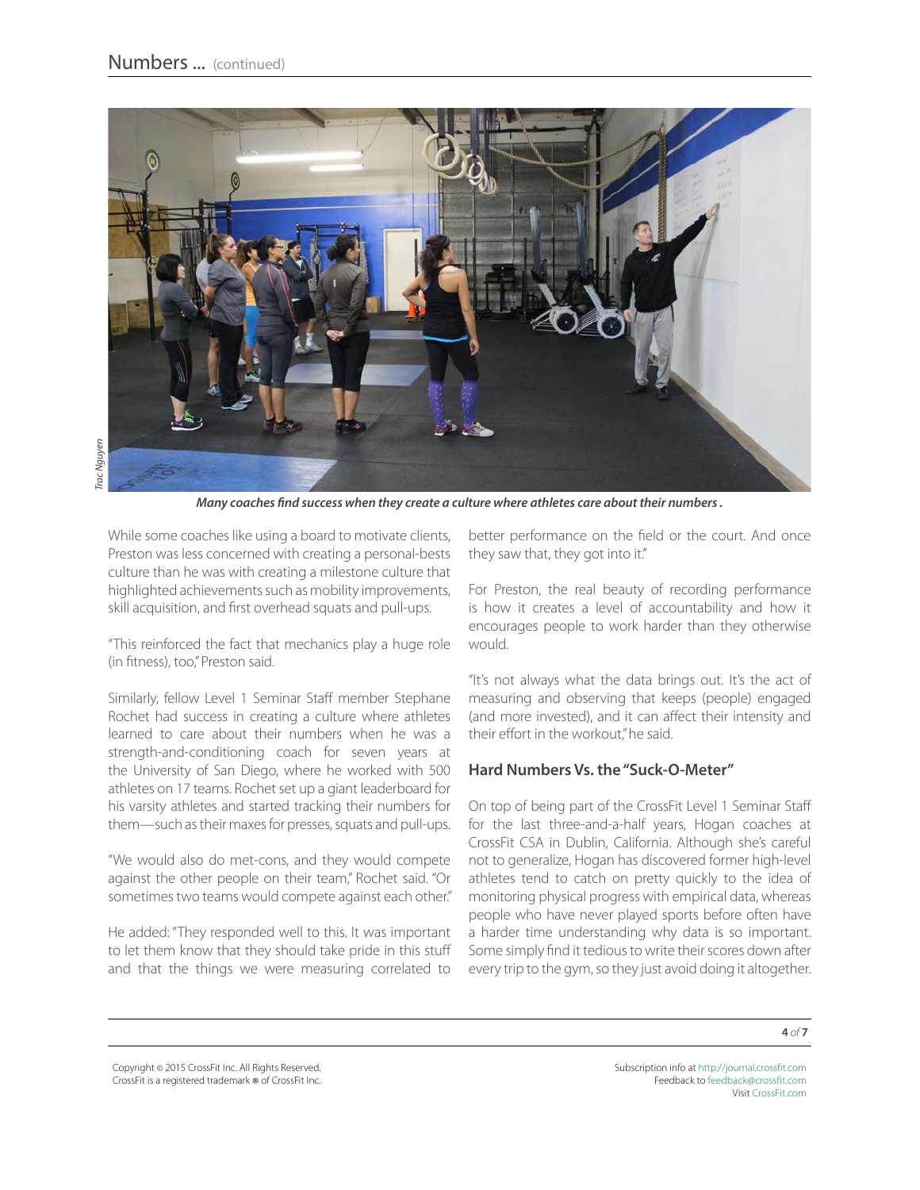*Many coaches find success when they create a culture where athletes care about their numbers .*

While some coaches like using a board to motivate clients, Preston was less concerned with creating a personal-bests culture than he was with creating a milestone culture that highlighted achievements such as mobility improvements, skill acquisition, and first overhead squats and pull-ups.

"This reinforced the fact that mechanics play a huge role (in fitness), too," Preston said.

Similarly, fellow Level 1 Seminar Staff member Stephane Rochet had success in creating a culture where athletes learned to care about their numbers when he was a strength-and-conditioning coach for seven years at the University of San Diego, where he worked with 500 athletes on 17 teams. Rochet set up a giant leaderboard for his varsity athletes and started tracking their numbers for them—such as their maxes for presses, squats and pull-ups.

"We would also do met-cons, and they would compete against the other people on their team," Rochet said. "Or sometimes two teams would compete against each other."

He added: "They responded well to this. It was important to let them know that they should take pride in this stuff and that the things we were measuring correlated to better performance on the field or the court. And once they saw that, they got into it."

For Preston, the real beauty of recording performance is how it creates a level of accountability and how it encourages people to work harder than they otherwise would.

"It's not always what the data brings out. It's the act of measuring and observing that keeps (people) engaged (and more invested), and it can affect their intensity and their effort in the workout," he said.

## Hard Numbers Vs. the "Suck-O-Meter"

On top of being part of the CrossFit Level 1 Seminar Staff for the last three-and-a-half years, Hogan coaches at CrossFit CSA in Dublin, California. Although she's careful not to generalize, Hogan has discovered former high-level athletes tend to catch on pretty quickly to the idea of monitoring physical progress with empirical data, whereas people who have never played sports before often have a harder time understanding why data is so important. Some simply find it tedious to write their scores down after every trip to the gym, so they just avoid doing it altogether.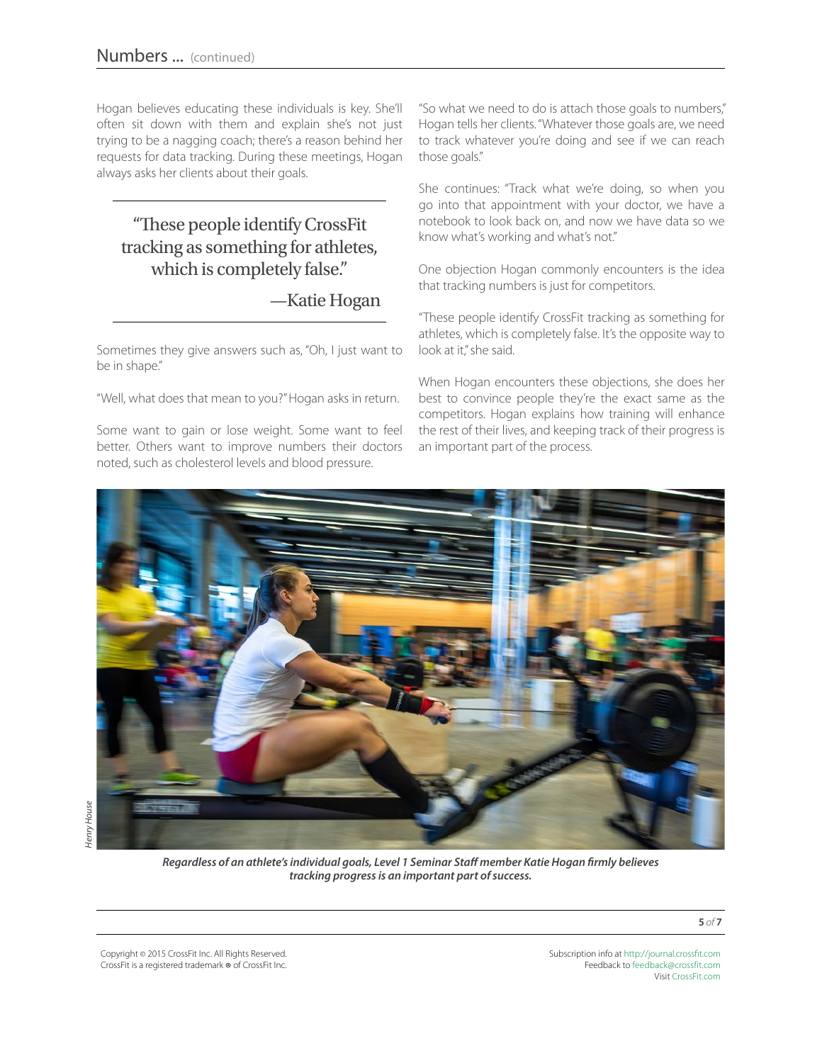Hogan believes educating these individuals is key. She'll often sit down with them and explain she's not just trying to be a nagging coach; there's a reason behind her requests for data tracking. During these meetings, Hogan always asks her clients about their goals.

> "These people identify CrossFit tracking as something for athletes, which is completely false."
>
> —Katie Hogan

Sometimes they give answers such as, "Oh, I just want to be in shape."

"Well, what does that mean to you?" Hogan asks in return.

Some want to gain or lose weight. Some want to feel better. Others want to improve numbers their doctors noted, such as cholesterol levels and blood pressure.

"So what we need to do is attach those goals to numbers," Hogan tells her clients. "Whatever those goals are, we need to track whatever you're doing and see if we can reach those goals."

She continues: "Track what we're doing, so when you go into that appointment with your doctor, we have a notebook to look back on, and now we have data so we know what's working and what's not."

One objection Hogan commonly encounters is the idea that tracking numbers is just for competitors.

"These people identify CrossFit tracking as something for athletes, which is completely false. It's the opposite way to look at it," she said.

When Hogan encounters these objections, she does her best to convince people they're the exact same as the competitors. Hogan explains how training will enhance the rest of their lives, and keeping track of their progress is an important part of the process.

*Henry House*

***Regardless of an athlete's individual goals, Level 1 Seminar Staff member Katie Hogan firmly believes tracking progress is an important part of success.***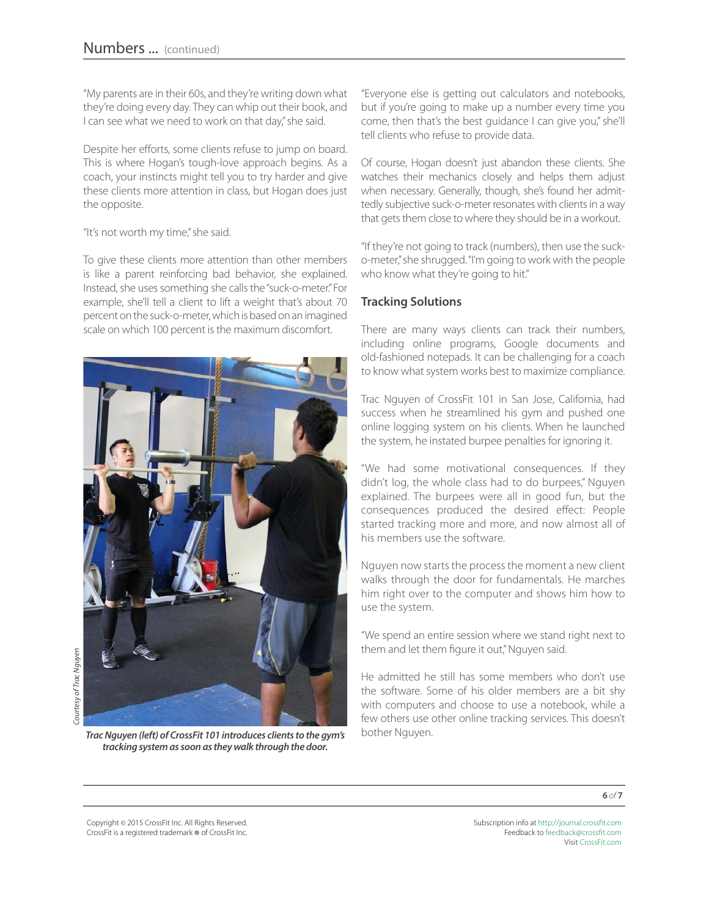"My parents are in their 60s, and they're writing down what they're doing every day. They can whip out their book, and I can see what we need to work on that day," she said.

Despite her efforts, some clients refuse to jump on board. This is where Hogan's tough-love approach begins. As a coach, your instincts might tell you to try harder and give these clients more attention in class, but Hogan does just the opposite.

"It's not worth my time," she said.

To give these clients more attention than other members is like a parent reinforcing bad behavior, she explained. Instead, she uses something she calls the "suck-o-meter." For example, she'll tell a client to lift a weight that's about 70 percent on the suck-o-meter, which is based on an imagined scale on which 100 percent is the maximum discomfort.

*Courtesy of Trac Nguyen*

***Trac Nguyen (left) of CrossFit 101 introduces clients to the gym's tracking system as soon as they walk through the door.***

"Everyone else is getting out calculators and notebooks, but if you're going to make up a number every time you come, then that's the best guidance I can give you," she'll tell clients who refuse to provide data.

Of course, Hogan doesn't just abandon these clients. She watches their mechanics closely and helps them adjust when necessary. Generally, though, she's found her admittedly subjective suck-o-meter resonates with clients in a way that gets them close to where they should be in a workout.

"If they're not going to track (numbers), then use the suck-o-meter," she shrugged. "I'm going to work with the people who know what they're going to hit."

## Tracking Solutions

There are many ways clients can track their numbers, including online programs, Google documents and old-fashioned notepads. It can be challenging for a coach to know what system works best to maximize compliance.

Trac Nguyen of CrossFit 101 in San Jose, California, had success when he streamlined his gym and pushed one online logging system on his clients. When he launched the system, he instated burpee penalties for ignoring it.

"We had some motivational consequences. If they didn't log, the whole class had to do burpees," Nguyen explained. The burpees were all in good fun, but the consequences produced the desired effect: People started tracking more and more, and now almost all of his members use the software.

Nguyen now starts the process the moment a new client walks through the door for fundamentals. He marches him right over to the computer and shows him how to use the system.

"We spend an entire session where we stand right next to them and let them figure it out," Nguyen said.

He admitted he still has some members who don't use the software. Some of his older members are a bit shy with computers and choose to use a notebook, while a few others use other online tracking services. This doesn't bother Nguyen.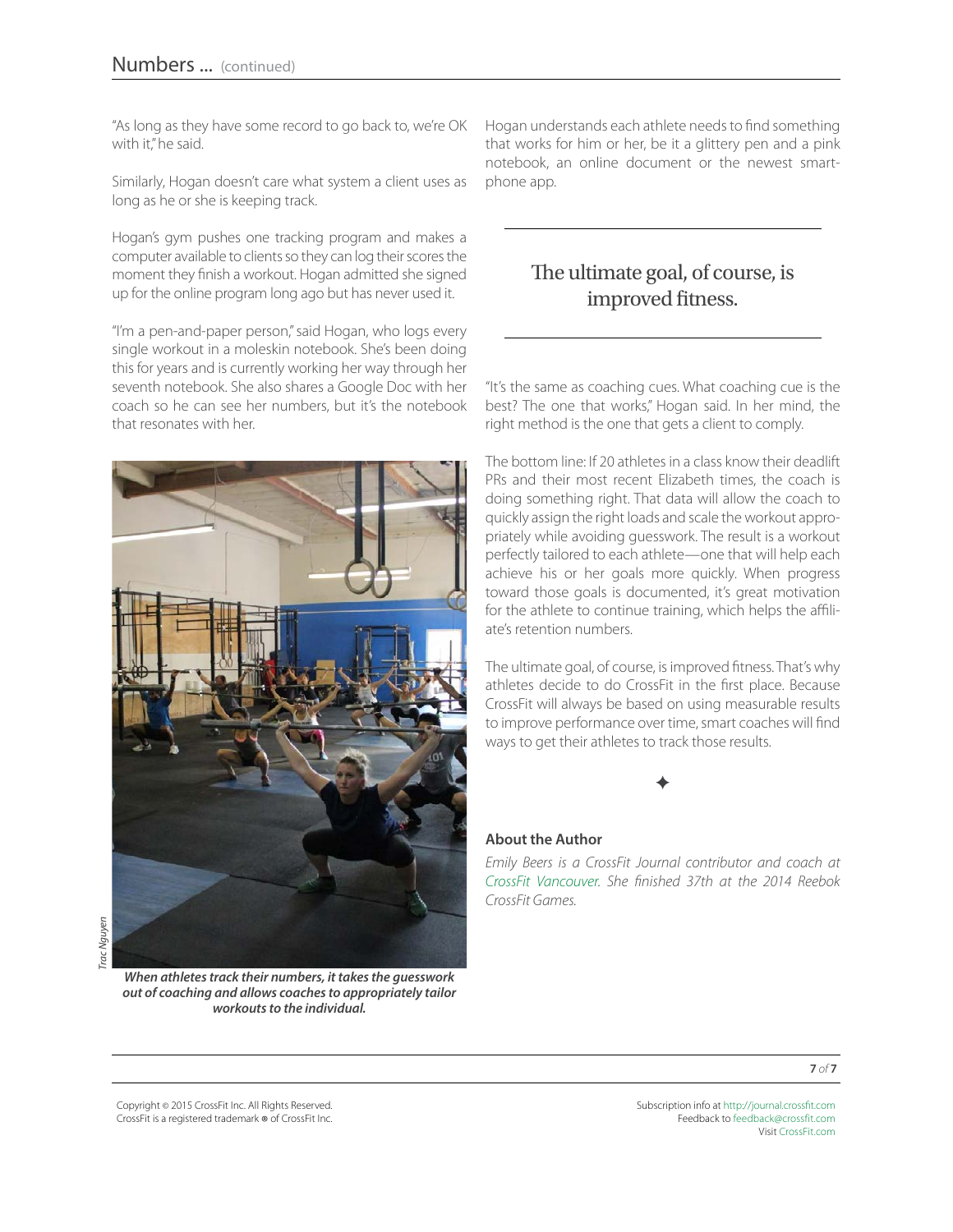"As long as they have some record to go back to, we're OK with it," he said.

Similarly, Hogan doesn't care what system a client uses as long as he or she is keeping track.

Hogan's gym pushes one tracking program and makes a computer available to clients so they can log their scores the moment they finish a workout. Hogan admitted she signed up for the online program long ago but has never used it.

"I'm a pen-and-paper person," said Hogan, who logs every single workout in a moleskin notebook. She's been doing this for years and is currently working her way through her seventh notebook. She also shares a Google Doc with her coach so he can see her numbers, but it's the notebook that resonates with her.

Trac Nguyen

***When athletes track their numbers, it takes the guesswork out of coaching and allows coaches to appropriately tailor workouts to the individual.***

Hogan understands each athlete needs to find something that works for him or her, be it a glittery pen and a pink notebook, an online document or the newest smartphone app.

> The ultimate goal, of course, is improved fitness.

"It's the same as coaching cues. What coaching cue is the best? The one that works," Hogan said. In her mind, the right method is the one that gets a client to comply.

The bottom line: If 20 athletes in a class know their deadlift PRs and their most recent Elizabeth times, the coach is doing something right. That data will allow the coach to quickly assign the right loads and scale the workout appropriately while avoiding guesswork. The result is a workout perfectly tailored to each athlete—one that will help each achieve his or her goals more quickly. When progress toward those goals is documented, it's great motivation for the athlete to continue training, which helps the affiliate's retention numbers.

The ultimate goal, of course, is improved fitness. That's why athletes decide to do CrossFit in the first place. Because CrossFit will always be based on using measurable results to improve performance over time, smart coaches will find ways to get their athletes to track those results.

✦

**About the Author**

*Emily Beers is a CrossFit Journal contributor and coach at CrossFit Vancouver. She finished 37th at the 2014 Reebok CrossFit Games.*

Copyright © 2015 CrossFit Inc. All Rights Reserved.
CrossFit is a registered trademark ® of CrossFit Inc.

Subscription info at http://journal.crossfit.com
Feedback to feedback@crossfit.com
Visit CrossFit.com